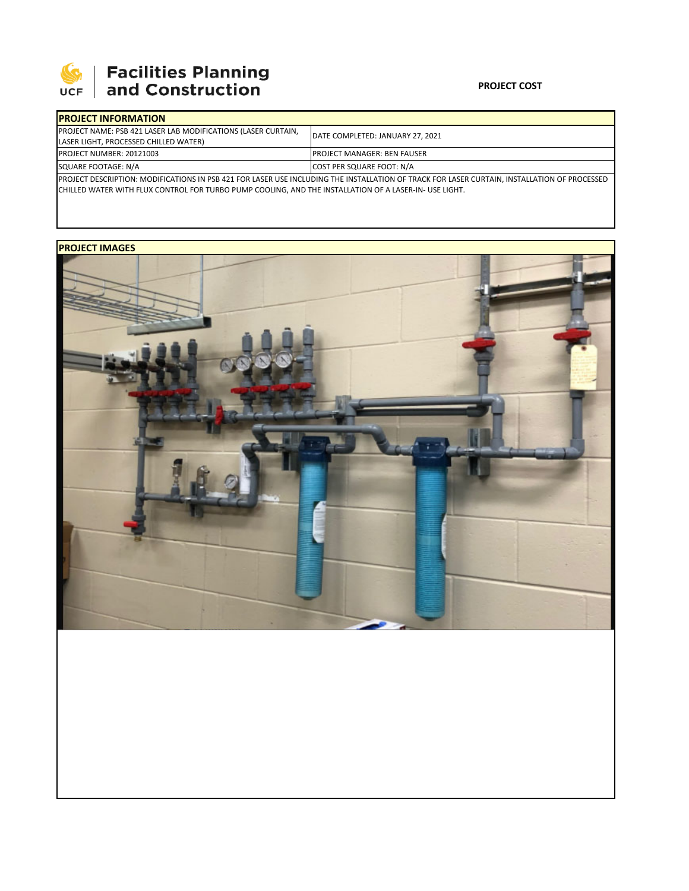Facilities Planning and Construction

**PROJECT COST**

## PROJECT INFORMATION

| PROJECT NAME: PSB 421 LASER LAB MODIFICATIONS (LASER CURTAIN, LASER LIGHT, PROCESSED CHILLED WATER) | DATE COMPLETED: JANUARY 27, 2021 |
|---|---|
| PROJECT NUMBER: 20121003 | PROJECT MANAGER: BEN FAUSER |
| SQUARE FOOTAGE: N/A | COST PER SQUARE FOOT: N/A |

PROJECT DESCRIPTION: MODIFICATIONS IN PSB 421 FOR LASER USE INCLUDING THE INSTALLATION OF TRACK FOR LASER CURTAIN, INSTALLATION OF PROCESSED CHILLED WATER WITH FLUX CONTROL FOR TURBO PUMP COOLING, AND THE INSTALLATION OF A LASER-IN- USE LIGHT.

## PROJECT IMAGES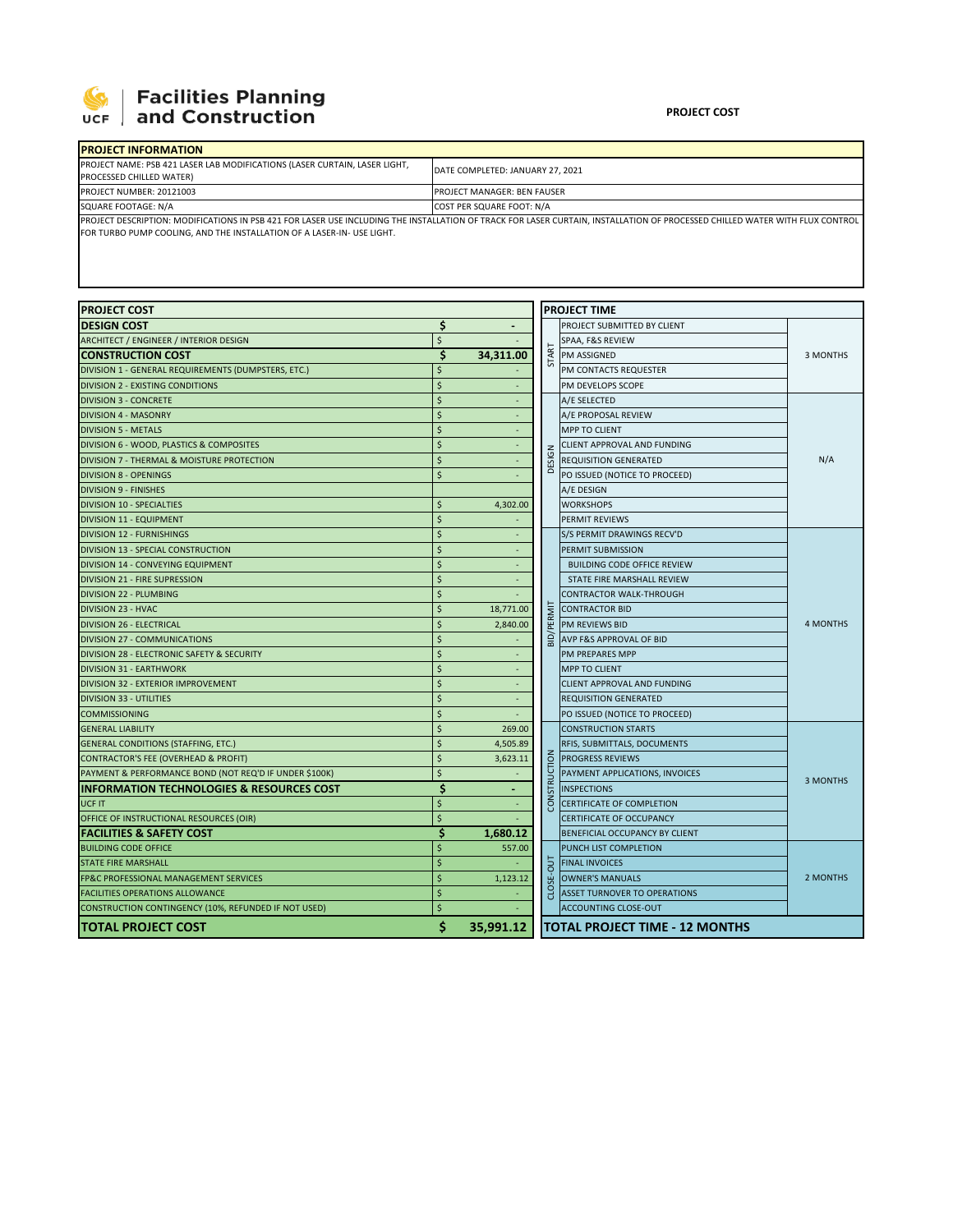**Facilities Planning and Construction**

**PROJECT COST**

| **PROJECT INFORMATION** | |
|---|---|
| PROJECT NAME: PSB 421 LASER LAB MODIFICATIONS (LASER CURTAIN, LASER LIGHT, PROCESSED CHILLED WATER) | DATE COMPLETED: JANUARY 27, 2021 |
| PROJECT NUMBER: 20121003 | PROJECT MANAGER: BEN FAUSER |
| SQUARE FOOTAGE: N/A | COST PER SQUARE FOOT: N/A |

PROJECT DESCRIPTION: MODIFICATIONS IN PSB 421 FOR LASER USE INCLUDING THE INSTALLATION OF TRACK FOR LASER CURTAIN, INSTALLATION OF PROCESSED CHILLED WATER WITH FLUX CONTROL FOR TURBO PUMP COOLING, AND THE INSTALLATION OF A LASER-IN- USE LIGHT.

| **PROJECT COST** | | |
|---|---|---|
| **DESIGN COST** | **$** | **-** |
| ARCHITECT / ENGINEER / INTERIOR DESIGN | $ | - |
| **CONSTRUCTION COST** | **$** | **34,311.00** |
| DIVISION 1 - GENERAL REQUIREMENTS (DUMPSTERS, ETC.) | $ | - |
| DIVISION 2 - EXISTING CONDITIONS | $ | - |
| DIVISION 3 - CONCRETE | $ | - |
| DIVISION 4 - MASONRY | $ | - |
| DIVISION 5 - METALS | $ | - |
| DIVISION 6 - WOOD, PLASTICS & COMPOSITES | $ | - |
| DIVISION 7 - THERMAL & MOISTURE PROTECTION | $ | - |
| DIVISION 8 - OPENINGS | $ | - |
| DIVISION 9 - FINISHES | | |
| DIVISION 10 - SPECIALTIES | $ | 4,302.00 |
| DIVISION 11 - EQUIPMENT | $ | - |
| DIVISION 12 - FURNISHINGS | $ | - |
| DIVISION 13 - SPECIAL CONSTRUCTION | $ | - |
| DIVISION 14 - CONVEYING EQUIPMENT | $ | - |
| DIVISION 21 - FIRE SUPRESSION | $ | - |
| DIVISION 22 - PLUMBING | $ | - |
| DIVISION 23 - HVAC | $ | 18,771.00 |
| DIVISION 26 - ELECTRICAL | $ | 2,840.00 |
| DIVISION 27 - COMMUNICATIONS | $ | - |
| DIVISION 28 - ELECTRONIC SAFETY & SECURITY | $ | - |
| DIVISION 31 - EARTHWORK | $ | - |
| DIVISION 32 - EXTERIOR IMPROVEMENT | $ | - |
| DIVISION 33 - UTILITIES | $ | - |
| COMMISSIONING | $ | - |
| GENERAL LIABILITY | $ | 269.00 |
| GENERAL CONDITIONS (STAFFING, ETC.) | $ | 4,505.89 |
| CONTRACTOR'S FEE (OVERHEAD & PROFIT) | $ | 3,623.11 |
| PAYMENT & PERFORMANCE BOND (NOT REQ'D IF UNDER $100K) | $ | - |
| **INFORMATION TECHNOLOGIES & RESOURCES COST** | **$** | **-** |
| UCF IT | $ | - |
| OFFICE OF INSTRUCTIONAL RESOURCES (OIR) | $ | - |
| **FACILITIES & SAFETY COST** | **$** | **1,680.12** |
| BUILDING CODE OFFICE | $ | 557.00 |
| STATE FIRE MARSHALL | $ | - |
| FP&C PROFESSIONAL MANAGEMENT SERVICES | $ | 1,123.12 |
| FACILITIES OPERATIONS ALLOWANCE | $ | - |
| CONSTRUCTION CONTINGENCY (10%, REFUNDED IF NOT USED) | $ | - |
| **TOTAL PROJECT COST** | **$** | **35,991.12** |

| **PROJECT TIME** | | |
|---|---|---|
| START | PROJECT SUBMITTED BY CLIENT | 3 MONTHS |
| | SPAA, F&S REVIEW | |
| | PM ASSIGNED | |
| | PM CONTACTS REQUESTER | |
| | PM DEVELOPS SCOPE | |
| DESIGN | A/E SELECTED | N/A |
| | A/E PROPOSAL REVIEW | |
| | MPP TO CLIENT | |
| | CLIENT APPROVAL AND FUNDING | |
| | REQUISITION GENERATED | |
| | PO ISSUED (NOTICE TO PROCEED) | |
| | A/E DESIGN | |
| | WORKSHOPS | |
| | PERMIT REVIEWS | |
| BID/PERMIT | S/S PERMIT DRAWINGS RECV'D | 4 MONTHS |
| | PERMIT SUBMISSION | |
| | BUILDING CODE OFFICE REVIEW | |
| | STATE FIRE MARSHALL REVIEW | |
| | CONTRACTOR WALK-THROUGH | |
| | CONTRACTOR BID | |
| | PM REVIEWS BID | |
| | AVP F&S APPROVAL OF BID | |
| | PM PREPARES MPP | |
| | MPP TO CLIENT | |
| | CLIENT APPROVAL AND FUNDING | |
| | REQUISITION GENERATED | |
| | PO ISSUED (NOTICE TO PROCEED) | |
| CONSTRUCTION | CONSTRUCTION STARTS | 3 MONTHS |
| | RFIS, SUBMITTALS, DOCUMENTS | |
| | PROGRESS REVIEWS | |
| | PAYMENT APPLICATIONS, INVOICES | |
| | INSPECTIONS | |
| | CERTIFICATE OF COMPLETION | |
| | CERTIFICATE OF OCCUPANCY | |
| | BENEFICIAL OCCUPANCY BY CLIENT | |
| CLOSE-OUT | PUNCH LIST COMPLETION | 2 MONTHS |
| | FINAL INVOICES | |
| | OWNER'S MANUALS | |
| | ASSET TURNOVER TO OPERATIONS | |
| | ACCOUNTING CLOSE-OUT | |
| **TOTAL PROJECT TIME - 12 MONTHS** | | |